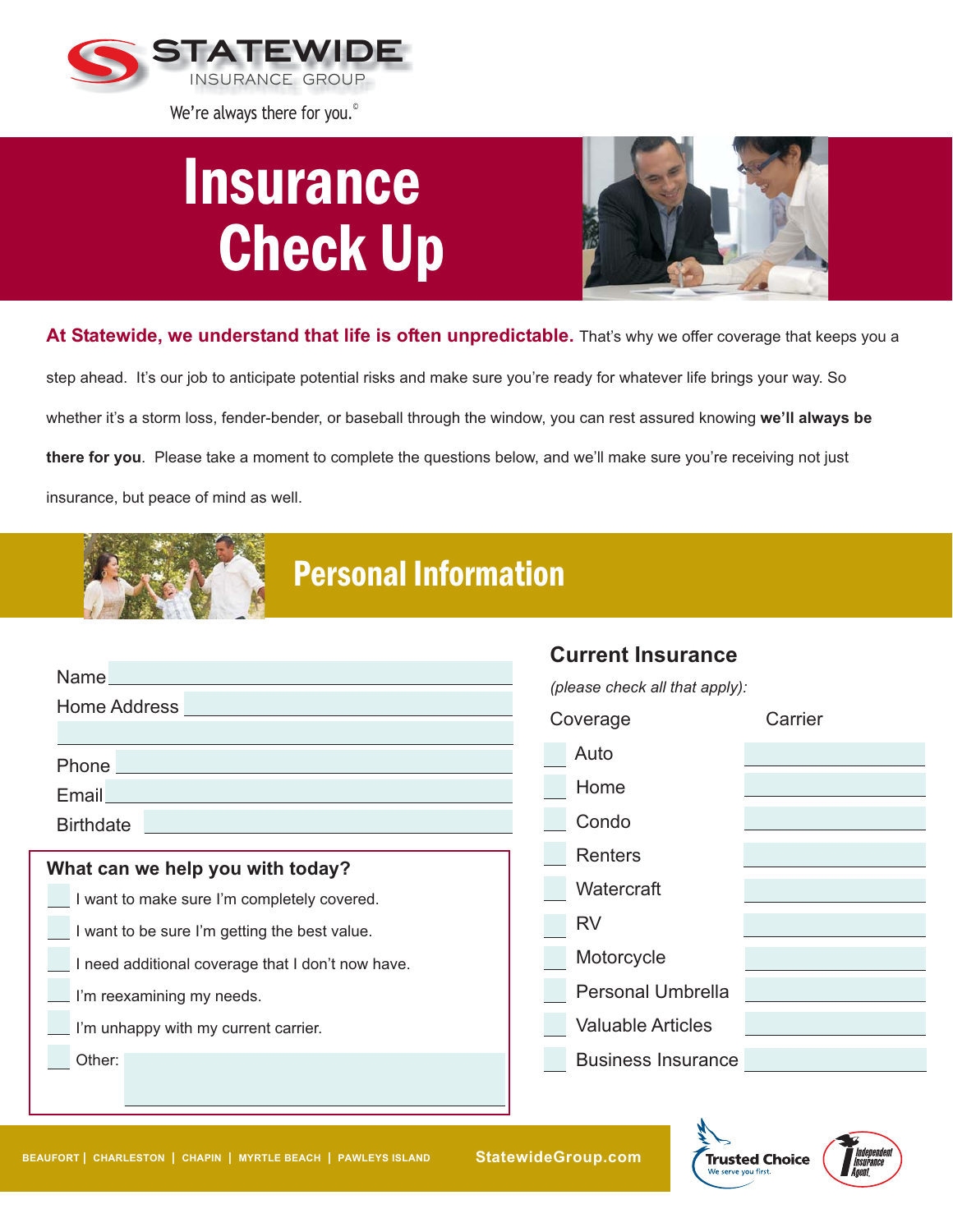**STATEWIDE**
INSURANCE GROUP

We're always there for you.©

# Insurance Check Up

**At Statewide, we understand that life is often unpredictable.** That's why we offer coverage that keeps you a step ahead. It's our job to anticipate potential risks and make sure you're ready for whatever life brings your way. So whether it's a storm loss, fender-bender, or baseball through the window, you can rest assured knowing **we'll always be there for you**. Please take a moment to complete the questions below, and we'll make sure you're receiving not just insurance, but peace of mind as well.

## Personal Information

Name ____________________

Home Address ____________________

____________________

Phone ____________________

Email ____________________

Birthdate ____________________

### What can we help you with today?

- ___ I want to make sure I'm completely covered.
- ___ I want to be sure I'm getting the best value.
- ___ I need additional coverage that I don't now have.
- ___ I'm reexamining my needs.
- ___ I'm unhappy with my current carrier.
- ___ Other: ____________________

### Current Insurance

*(please check all that apply):*

| Coverage | Carrier |
| --- | --- |
| ___ Auto | |
| ___ Home | |
| ___ Condo | |
| ___ Renters | |
| ___ Watercraft | |
| ___ RV | |
| ___ Motorcycle | |
| ___ Personal Umbrella | |
| ___ Valuable Articles | |
| ___ Business Insurance | |

BEAUFORT | CHARLESTON | CHAPIN | MYRTLE BEACH | PAWLEYS ISLAND StatewideGroup.com

Trusted Choice — We serve you first. | Independent Insurance Agent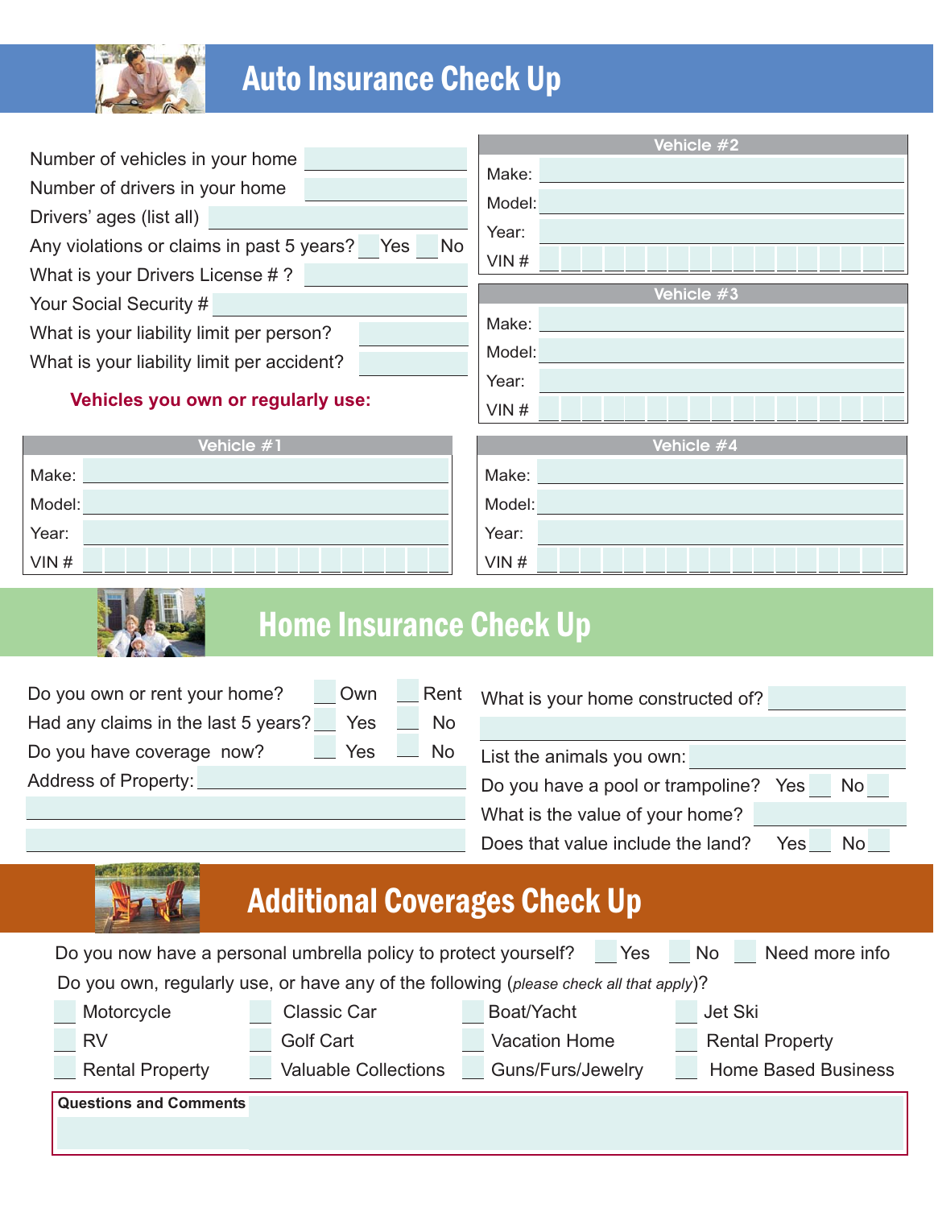# Auto Insurance Check Up

Number of vehicles in your home

Number of drivers in your home

Drivers' ages (list all)

Any violations or claims in past 5 years? Yes No

What is your Drivers License # ?

Your Social Security #

What is your liability limit per person?

What is your liability limit per accident?

**Vehicles you own or regularly use:**

| Vehicle #1 |
|---|
| Make: |
| Model: |
| Year: |
| VIN # |

| Vehicle #2 |
|---|
| Make: |
| Model: |
| Year: |
| VIN # |

| Vehicle #3 |
|---|
| Make: |
| Model: |
| Year: |
| VIN # |

| Vehicle #4 |
|---|
| Make: |
| Model: |
| Year: |
| VIN # |

# Home Insurance Check Up

Do you own or rent your home? Own Rent

Had any claims in the last 5 years? Yes No

Do you have coverage now? Yes No

Address of Property:

What is your home constructed of?

List the animals you own:

Do you have a pool or trampoline? Yes No

What is the value of your home?

Does that value include the land? Yes No

# Additional Coverages Check Up

Do you now have a personal umbrella policy to protect yourself? Yes No Need more info

Do you own, regularly use, or have any of the following (*please check all that apply*)?

| | | | |
|---|---|---|---|
| Motorcycle | Classic Car | Boat/Yacht | Jet Ski |
| RV | Golf Cart | Vacation Home | Rental Property |
| Rental Property | Valuable Collections | Guns/Furs/Jewelry | Home Based Business |

**Questions and Comments**